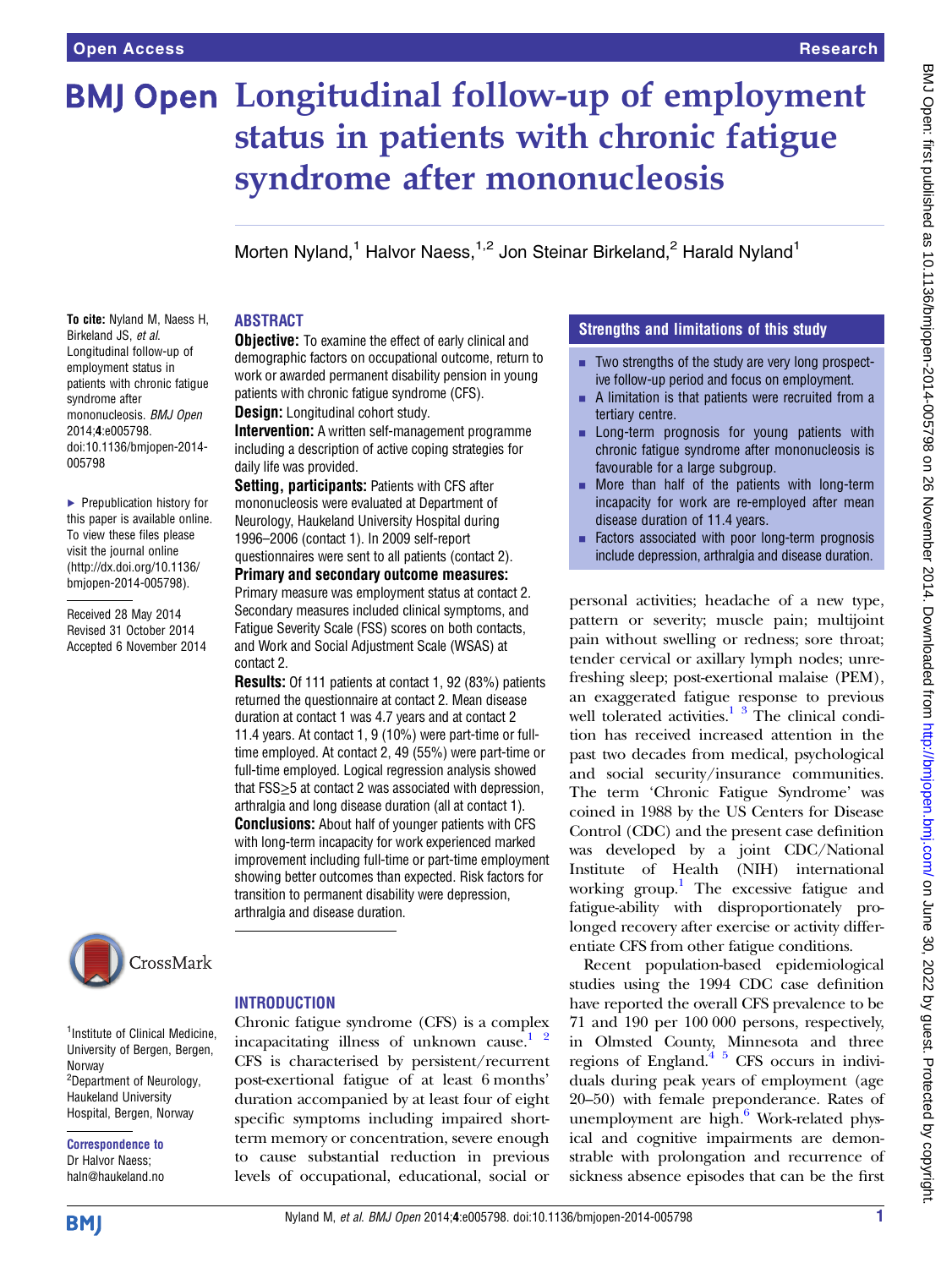# Longitudinal follow-up of employment status in patients with chronic fatigue syndrome after mononucleosis

Morten Nyland,[1] Halvor Naess,[1,2] Jon Steinar Birkeland,[2] Harald Nyland[1]

**To cite:** Nyland M, Naess H, Birkeland JS, *et al*. Longitudinal follow-up of employment status in patients with chronic fatigue syndrome after mononucleosis. *BMJ Open* 2014;**4**:e005798. doi:10.1136/bmjopen-2014-005798

► Prepublication history for this paper is available online. To view these files please visit the journal online (http://dx.doi.org/10.1136/bmjopen-2014-005798).

Received 28 May 2014
Revised 31 October 2014
Accepted 6 November 2014

[1]Institute of Clinical Medicine, University of Bergen, Bergen, Norway
[2]Department of Neurology, Haukeland University Hospital, Bergen, Norway

**Correspondence to**
Dr Halvor Naess; haln@haukeland.no

## ABSTRACT

**Objective:** To examine the effect of early clinical and demographic factors on occupational outcome, return to work or awarded permanent disability pension in young patients with chronic fatigue syndrome (CFS).

**Design:** Longitudinal cohort study.

**Intervention:** A written self-management programme including a description of active coping strategies for daily life was provided.

**Setting, participants:** Patients with CFS after mononucleosis were evaluated at Department of Neurology, Haukeland University Hospital during 1996–2006 (contact 1). In 2009 self-report questionnaires were sent to all patients (contact 2).

**Primary and secondary outcome measures:** Primary measure was employment status at contact 2. Secondary measures included clinical symptoms, and Fatigue Severity Scale (FSS) scores on both contacts, and Work and Social Adjustment Scale (WSAS) at contact 2.

**Results:** Of 111 patients at contact 1, 92 (83%) patients returned the questionnaire at contact 2. Mean disease duration at contact 1 was 4.7 years and at contact 2 11.4 years. At contact 1, 9 (10%) were part-time or full-time employed. At contact 2, 49 (55%) were part-time or full-time employed. Logical regression analysis showed that FSS≥5 at contact 2 was associated with depression, arthralgia and long disease duration (all at contact 1).

**Conclusions:** About half of younger patients with CFS with long-term incapacity for work experienced marked improvement including full-time or part-time employment showing better outcomes than expected. Risk factors for transition to permanent disability were depression, arthralgia and disease duration.

## Strengths and limitations of this study

- Two strengths of the study are very long prospective follow-up period and focus on employment.
- A limitation is that patients were recruited from a tertiary centre.
- Long-term prognosis for young patients with chronic fatigue syndrome after mononucleosis is favourable for a large subgroup.
- More than half of the patients with long-term incapacity for work are re-employed after mean disease duration of 11.4 years.
- Factors associated with poor long-term prognosis include depression, arthralgia and disease duration.

## INTRODUCTION

Chronic fatigue syndrome (CFS) is a complex incapacitating illness of unknown cause.[1 2] CFS is characterised by persistent/recurrent post-exertional fatigue of at least 6 months' duration accompanied by at least four of eight specific symptoms including impaired short-term memory or concentration, severe enough to cause substantial reduction in previous levels of occupational, educational, social or personal activities; headache of a new type, pattern or severity; muscle pain; multijoint pain without swelling or redness; sore throat; tender cervical or axillary lymph nodes; unrefreshing sleep; post-exertional malaise (PEM), an exaggerated fatigue response to previous well tolerated activities.[1 3] The clinical condition has received increased attention in the past two decades from medical, psychological and social security/insurance communities. The term 'Chronic Fatigue Syndrome' was coined in 1988 by the US Centers for Disease Control (CDC) and the present case definition was developed by a joint CDC/National Institute of Health (NIH) international working group.[1] The excessive fatigue and fatigue-ability with disproportionately prolonged recovery after exercise or activity differentiate CFS from other fatigue conditions.

Recent population-based epidemiological studies using the 1994 CDC case definition have reported the overall CFS prevalence to be 71 and 190 per 100 000 persons, respectively, in Olmsted County, Minnesota and three regions of England.[4 5] CFS occurs in individuals during peak years of employment (age 20–50) with female preponderance. Rates of unemployment are high.[6] Work-related physical and cognitive impairments are demonstrable with prolongation and recurrence of sickness absence episodes that can be the first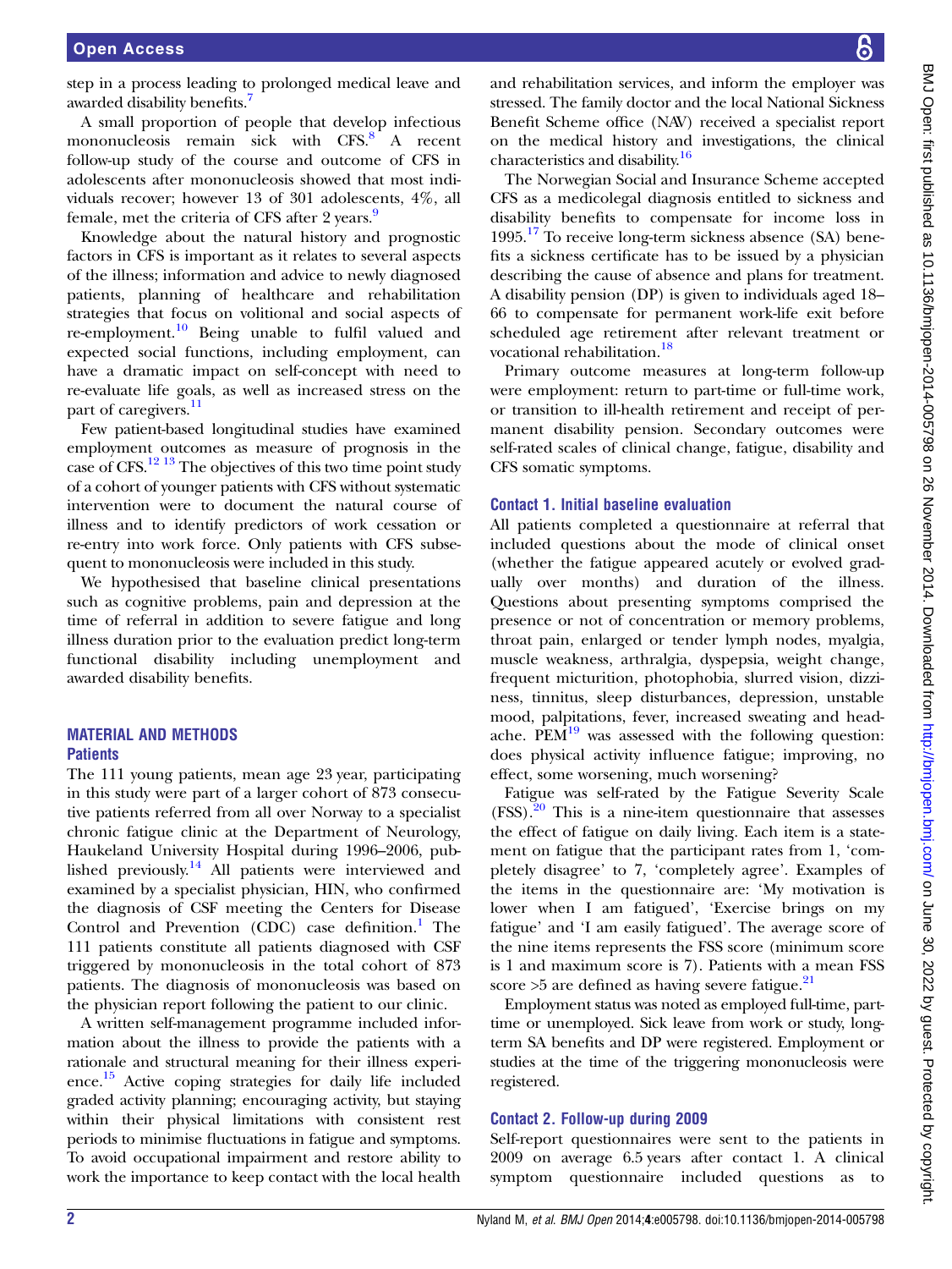step in a process leading to prolonged medical leave and awarded disability benefits.[7]

A small proportion of people that develop infectious mononucleosis remain sick with CFS.[8] A recent follow-up study of the course and outcome of CFS in adolescents after mononucleosis showed that most individuals recover; however 13 of 301 adolescents, 4%, all female, met the criteria of CFS after 2 years.[9]

Knowledge about the natural history and prognostic factors in CFS is important as it relates to several aspects of the illness; information and advice to newly diagnosed patients, planning of healthcare and rehabilitation strategies that focus on volitional and social aspects of re-employment.[10] Being unable to fulfil valued and expected social functions, including employment, can have a dramatic impact on self-concept with need to re-evaluate life goals, as well as increased stress on the part of caregivers.[11]

Few patient-based longitudinal studies have examined employment outcomes as measure of prognosis in the case of CFS.[12 13] The objectives of this two time point study of a cohort of younger patients with CFS without systematic intervention were to document the natural course of illness and to identify predictors of work cessation or re-entry into work force. Only patients with CFS subsequent to mononucleosis were included in this study.

We hypothesised that baseline clinical presentations such as cognitive problems, pain and depression at the time of referral in addition to severe fatigue and long illness duration prior to the evaluation predict long-term functional disability including unemployment and awarded disability benefits.

## MATERIAL AND METHODS

### Patients

The 111 young patients, mean age 23 year, participating in this study were part of a larger cohort of 873 consecutive patients referred from all over Norway to a specialist chronic fatigue clinic at the Department of Neurology, Haukeland University Hospital during 1996–2006, published previously.[14] All patients were interviewed and examined by a specialist physician, HIN, who confirmed the diagnosis of CSF meeting the Centers for Disease Control and Prevention (CDC) case definition.[1] The 111 patients constitute all patients diagnosed with CSF triggered by mononucleosis in the total cohort of 873 patients. The diagnosis of mononucleosis was based on the physician report following the patient to our clinic.

A written self-management programme included information about the illness to provide the patients with a rationale and structural meaning for their illness experience.[15] Active coping strategies for daily life included graded activity planning; encouraging activity, but staying within their physical limitations with consistent rest periods to minimise fluctuations in fatigue and symptoms. To avoid occupational impairment and restore ability to work the importance to keep contact with the local health and rehabilitation services, and inform the employer was stressed. The family doctor and the local National Sickness Benefit Scheme office (NAV) received a specialist report on the medical history and investigations, the clinical characteristics and disability.[16]

The Norwegian Social and Insurance Scheme accepted CFS as a medicolegal diagnosis entitled to sickness and disability benefits to compensate for income loss in 1995.[17] To receive long-term sickness absence (SA) benefits a sickness certificate has to be issued by a physician describing the cause of absence and plans for treatment. A disability pension (DP) is given to individuals aged 18–66 to compensate for permanent work-life exit before scheduled age retirement after relevant treatment or vocational rehabilitation.[18]

Primary outcome measures at long-term follow-up were employment: return to part-time or full-time work, or transition to ill-health retirement and receipt of permanent disability pension. Secondary outcomes were self-rated scales of clinical change, fatigue, disability and CFS somatic symptoms.

### Contact 1. Initial baseline evaluation

All patients completed a questionnaire at referral that included questions about the mode of clinical onset (whether the fatigue appeared acutely or evolved gradually over months) and duration of the illness. Questions about presenting symptoms comprised the presence or not of concentration or memory problems, throat pain, enlarged or tender lymph nodes, myalgia, muscle weakness, arthralgia, dyspepsia, weight change, frequent micturition, photophobia, slurred vision, dizziness, tinnitus, sleep disturbances, depression, unstable mood, palpitations, fever, increased sweating and headache. PEM[19] was assessed with the following question: does physical activity influence fatigue; improving, no effect, some worsening, much worsening?

Fatigue was self-rated by the Fatigue Severity Scale (FSS).[20] This is a nine-item questionnaire that assesses the effect of fatigue on daily living. Each item is a statement on fatigue that the participant rates from 1, 'completely disagree' to 7, 'completely agree'. Examples of the items in the questionnaire are: 'My motivation is lower when I am fatigued', 'Exercise brings on my fatigue' and 'I am easily fatigued'. The average score of the nine items represents the FSS score (minimum score is 1 and maximum score is 7). Patients with a mean FSS score >5 are defined as having severe fatigue.[21]

Employment status was noted as employed full-time, part-time or unemployed. Sick leave from work or study, long-term SA benefits and DP were registered. Employment or studies at the time of the triggering mononucleosis were registered.

### Contact 2. Follow-up during 2009

Self-report questionnaires were sent to the patients in 2009 on average 6.5 years after contact 1. A clinical symptom questionnaire included questions as to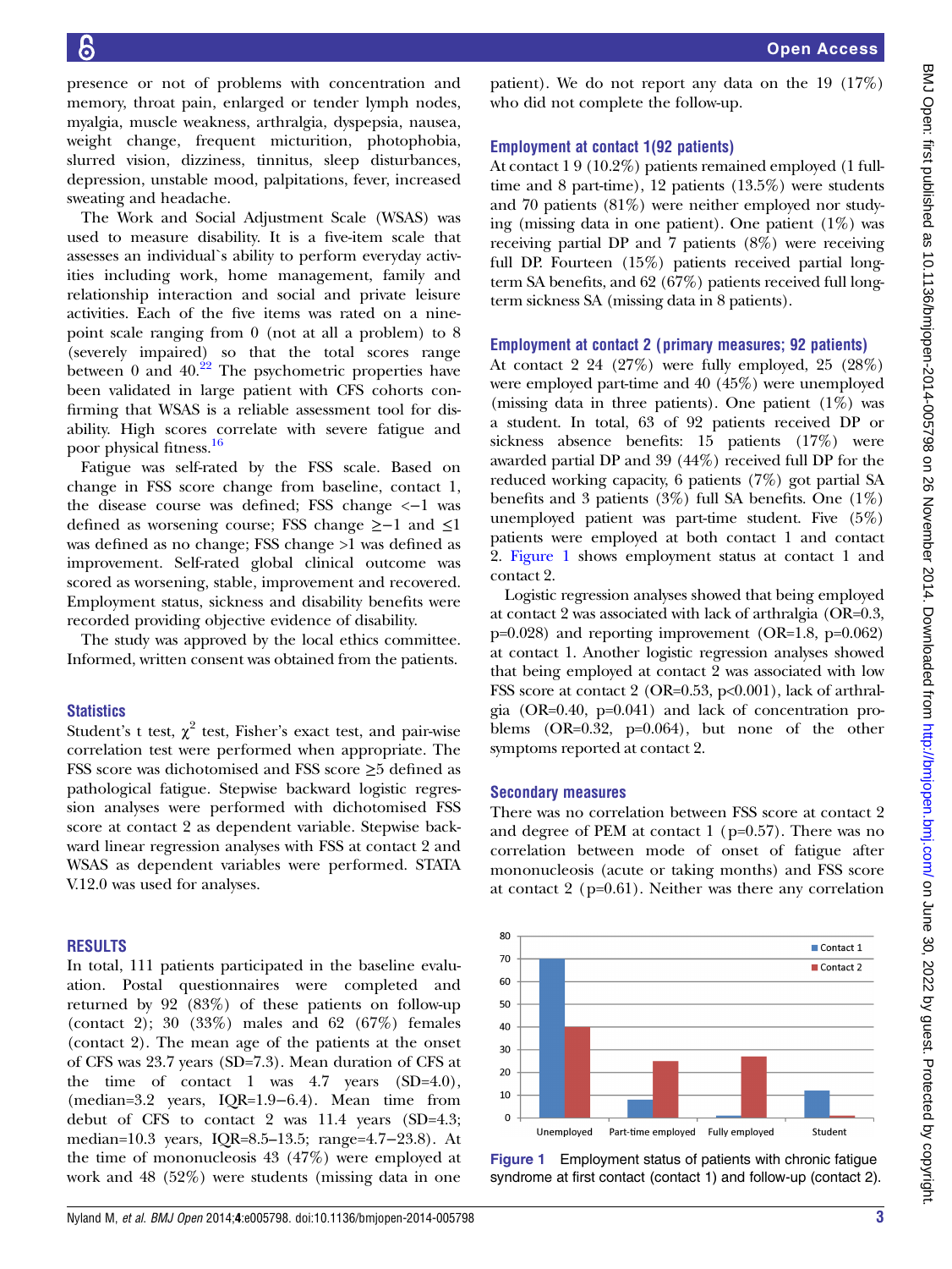presence or not of problems with concentration and memory, throat pain, enlarged or tender lymph nodes, myalgia, muscle weakness, arthralgia, dyspepsia, nausea, weight change, frequent micturition, photophobia, slurred vision, dizziness, tinnitus, sleep disturbances, depression, unstable mood, palpitations, fever, increased sweating and headache.

The Work and Social Adjustment Scale (WSAS) was used to measure disability. It is a five-item scale that assesses an individual`s ability to perform everyday activities including work, home management, family and relationship interaction and social and private leisure activities. Each of the five items was rated on a nine-point scale ranging from 0 (not at all a problem) to 8 (severely impaired) so that the total scores range between 0 and 40.[22] The psychometric properties have been validated in large patient with CFS cohorts confirming that WSAS is a reliable assessment tool for disability. High scores correlate with severe fatigue and poor physical fitness.[16]

Fatigue was self-rated by the FSS scale. Based on change in FSS score change from baseline, contact 1, the disease course was defined; FSS change <−1 was defined as worsening course; FSS change ≥−1 and ≤1 was defined as no change; FSS change >1 was defined as improvement. Self-rated global clinical outcome was scored as worsening, stable, improvement and recovered. Employment status, sickness and disability benefits were recorded providing objective evidence of disability.

The study was approved by the local ethics committee. Informed, written consent was obtained from the patients.

### Statistics

Student's t test, $\chi^2$ test, Fisher's exact test, and pair-wise correlation test were performed when appropriate. The FSS score was dichotomised and FSS score ≥5 defined as pathological fatigue. Stepwise backward logistic regression analyses were performed with dichotomised FSS score at contact 2 as dependent variable. Stepwise backward linear regression analyses with FSS at contact 2 and WSAS as dependent variables were performed. STATA V.12.0 was used for analyses.

## RESULTS

In total, 111 patients participated in the baseline evaluation. Postal questionnaires were completed and returned by 92 (83%) of these patients on follow-up (contact 2); 30 (33%) males and 62 (67%) females (contact 2). The mean age of the patients at the onset of CFS was 23.7 years (SD=7.3). Mean duration of CFS at the time of contact 1 was 4.7 years (SD=4.0), (median=3.2 years, IQR=1.9–6.4). Mean time from debut of CFS to contact 2 was 11.4 years (SD=4.3; median=10.3 years, IQR=8.5–13.5; range=4.7−23.8). At the time of mononucleosis 43 (47%) were employed at work and 48 (52%) were students (missing data in one patient). We do not report any data on the 19 (17%) who did not complete the follow-up.

### Employment at contact 1(92 patients)

At contact 1 9 (10.2%) patients remained employed (1 full-time and 8 part-time), 12 patients (13.5%) were students and 70 patients (81%) were neither employed nor studying (missing data in one patient). One patient (1%) was receiving partial DP and 7 patients (8%) were receiving full DP. Fourteen (15%) patients received partial long-term SA benefits, and 62 (67%) patients received full long-term sickness SA (missing data in 8 patients).

### Employment at contact 2 (primary measures; 92 patients)

At contact 2 24 (27%) were fully employed, 25 (28%) were employed part-time and 40 (45%) were unemployed (missing data in three patients). One patient (1%) was a student. In total, 63 of 92 patients received DP or sickness absence benefits: 15 patients (17%) were awarded partial DP and 39 (44%) received full DP for the reduced working capacity, 6 patients (7%) got partial SA benefits and 3 patients (3%) full SA benefits. One (1%) unemployed patient was part-time student. Five (5%) patients were employed at both contact 1 and contact 2. Figure 1 shows employment status at contact 1 and contact 2.

Logistic regression analyses showed that being employed at contact 2 was associated with lack of arthralgia (OR=0.3, p=0.028) and reporting improvement (OR=1.8, p=0.062) at contact 1. Another logistic regression analyses showed that being employed at contact 2 was associated with low FSS score at contact 2 (OR=0.53, p<0.001), lack of arthralgia (OR=0.40, p=0.041) and lack of concentration problems (OR=0.32, p=0.064), but none of the other symptoms reported at contact 2.

### Secondary measures

There was no correlation between FSS score at contact 2 and degree of PEM at contact 1 (p=0.57). There was no correlation between mode of onset of fatigue after mononucleosis (acute or taking months) and FSS score at contact 2 (p=0.61). Neither was there any correlation

**Figure 1** Employment status of patients with chronic fatigue syndrome at first contact (contact 1) and follow-up (contact 2).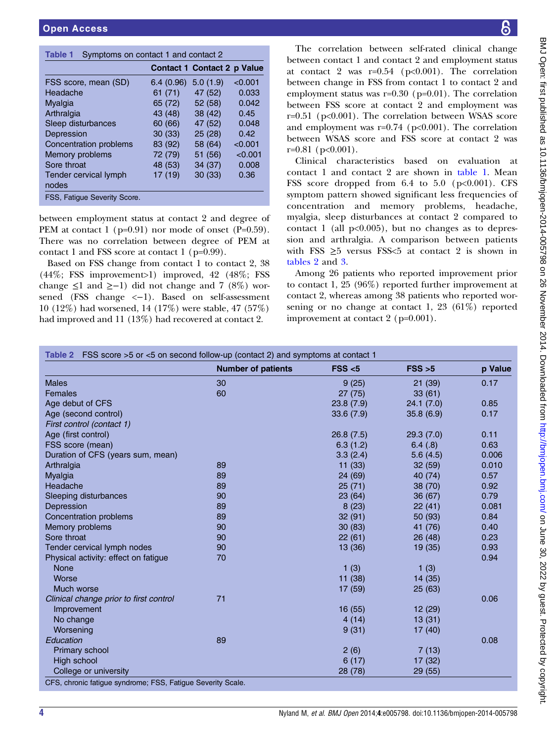| Table 1 Symptoms on contact 1 and contact 2 | | | |
|---|---|---|---|
| | Contact 1 | Contact 2 | p Value |
| FSS score, mean (SD) | 6.4 (0.96) | 5.0 (1.9) | <0.001 |
| Headache | 61 (71) | 47 (52) | 0.033 |
| Myalgia | 65 (72) | 52 (58) | 0.042 |
| Arthralgia | 43 (48) | 38 (42) | 0.45 |
| Sleep disturbances | 60 (66) | 47 (52) | 0.048 |
| Depression | 30 (33) | 25 (28) | 0.42 |
| Concentration problems | 83 (92) | 58 (64) | <0.001 |
| Memory problems | 72 (79) | 51 (56) | <0.001 |
| Sore throat | 48 (53) | 34 (37) | 0.008 |
| Tender cervical lymph nodes | 17 (19) | 30 (33) | 0.36 |

FSS, Fatigue Severity Score.

between employment status at contact 2 and degree of PEM at contact 1 (p=0.91) nor mode of onset (P=0.59). There was no correlation between degree of PEM at contact 1 and FSS score at contact 1 (p=0.99).

Based on FSS change from contact 1 to contact 2, 38 (44%; FSS improvement>1) improved, 42 (48%; FSS change ≤1 and ≥−1) did not change and 7 (8%) worsened (FSS change <−1). Based on self-assessment 10 (12%) had worsened, 14 (17%) were stable, 47 (57%) had improved and 11 (13%) had recovered at contact 2.

The correlation between self-rated clinical change between contact 1 and contact 2 and employment status at contact 2 was r=0.54 (p<0.001). The correlation between change in FSS from contact 1 to contact 2 and employment status was r=0.30 (p=0.01). The correlation between FSS score at contact 2 and employment was r=0.51 (p<0.001). The correlation between WSAS score and employment was r=0.74 (p<0.001). The correlation between WSAS score and FSS score at contact 2 was r=0.81 (p<0.001).

Clinical characteristics based on evaluation at contact 1 and contact 2 are shown in table 1. Mean FSS score dropped from 6.4 to 5.0 (p<0.001). CFS symptom pattern showed significant less frequencies of concentration and memory problems, headache, myalgia, sleep disturbances at contact 2 compared to contact 1 (all p<0.005), but no changes as to depression and arthralgia. A comparison between patients with FSS ≥5 versus FSS<5 at contact 2 is shown in tables 2 and 3.

Among 26 patients who reported improvement prior to contact 1, 25 (96%) reported further improvement at contact 2, whereas among 38 patients who reported worsening or no change at contact 1, 23 (61%) reported improvement at contact 2 (p=0.001).

| Table 2 FSS score >5 or <5 on second follow-up (contact 2) and symptoms at contact 1 | | | | |
|---|---|---|---|---|
| | Number of patients | FSS <5 | FSS >5 | p Value |
| Males | 30 | 9 (25) | 21 (39) | 0.17 |
| Females | 60 | 27 (75) | 33 (61) | |
| Age debut of CFS | | 23.8 (7.9) | 24.1 (7.0) | 0.85 |
| Age (second control) | | 33.6 (7.9) | 35.8 (6.9) | 0.17 |
| *First control (contact 1)* | | | | |
| Age (first control) | | 26.8 (7.5) | 29.3 (7.0) | 0.11 |
| FSS score (mean) | | 6.3 (1.2) | 6.4 (.8) | 0.63 |
| Duration of CFS (years sum, mean) | | 3.3 (2.4) | 5.6 (4.5) | 0.006 |
| Arthralgia | 89 | 11 (33) | 32 (59) | 0.010 |
| Myalgia | 89 | 24 (69) | 40 (74) | 0.57 |
| Headache | 89 | 25 (71) | 38 (70) | 0.92 |
| Sleeping disturbances | 90 | 23 (64) | 36 (67) | 0.79 |
| Depression | 89 | 8 (23) | 22 (41) | 0.081 |
| Concentration problems | 89 | 32 (91) | 50 (93) | 0.84 |
| Memory problems | 90 | 30 (83) | 41 (76) | 0.40 |
| Sore throat | 90 | 22 (61) | 26 (48) | 0.23 |
| Tender cervical lymph nodes | 90 | 13 (36) | 19 (35) | 0.93 |
| Physical activity: effect on fatigue | 70 | | | 0.94 |
| None | | 1 (3) | 1 (3) | |
| Worse | | 11 (38) | 14 (35) | |
| Much worse | | 17 (59) | 25 (63) | |
| *Clinical change prior to first control* | 71 | | | 0.06 |
| Improvement | | 16 (55) | 12 (29) | |
| No change | | 4 (14) | 13 (31) | |
| Worsening | | 9 (31) | 17 (40) | |
| *Education* | 89 | | | 0.08 |
| Primary school | | 2 (6) | 7 (13) | |
| High school | | 6 (17) | 17 (32) | |
| College or university | | 28 (78) | 29 (55) | |

CFS, chronic fatigue syndrome; FSS, Fatigue Severity Scale.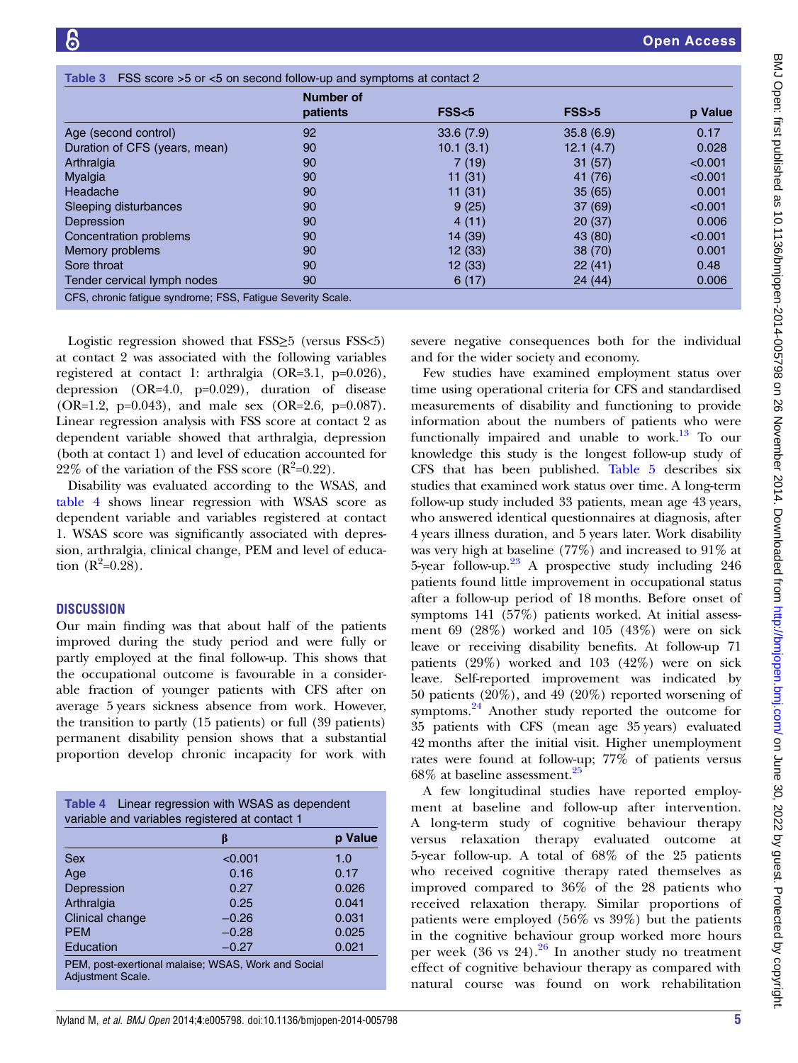Table 3 FSS score >5 or <5 on second follow-up and symptoms at contact 2

| | Number of patients | FSS<5 | FSS>5 | p Value |
|---|---|---|---|---|
| Age (second control) | 92 | 33.6 (7.9) | 35.8 (6.9) | 0.17 |
| Duration of CFS (years, mean) | 90 | 10.1 (3.1) | 12.1 (4.7) | 0.028 |
| Arthralgia | 90 | 7 (19) | 31 (57) | <0.001 |
| Myalgia | 90 | 11 (31) | 41 (76) | <0.001 |
| Headache | 90 | 11 (31) | 35 (65) | 0.001 |
| Sleeping disturbances | 90 | 9 (25) | 37 (69) | <0.001 |
| Depression | 90 | 4 (11) | 20 (37) | 0.006 |
| Concentration problems | 90 | 14 (39) | 43 (80) | <0.001 |
| Memory problems | 90 | 12 (33) | 38 (70) | 0.001 |
| Sore throat | 90 | 12 (33) | 22 (41) | 0.48 |
| Tender cervical lymph nodes | 90 | 6 (17) | 24 (44) | 0.006 |

CFS, chronic fatigue syndrome; FSS, Fatigue Severity Scale.

Logistic regression showed that FSS≥5 (versus FSS<5) at contact 2 was associated with the following variables registered at contact 1: arthralgia (OR=3.1, p=0.026), depression (OR=4.0, p=0.029), duration of disease (OR=1.2, p=0.043), and male sex (OR=2.6, p=0.087). Linear regression analysis with FSS score at contact 2 as dependent variable showed that arthralgia, depression (both at contact 1) and level of education accounted for 22% of the variation of the FSS score ($R^2$=0.22).

Disability was evaluated according to the WSAS, and table 4 shows linear regression with WSAS score as dependent variable and variables registered at contact 1. WSAS score was significantly associated with depression, arthralgia, clinical change, PEM and level of education ($R^2$=0.28).

## DISCUSSION

Our main finding was that about half of the patients improved during the study period and were fully or partly employed at the final follow-up. This shows that the occupational outcome is favourable in a considerable fraction of younger patients with CFS after on average 5 years sickness absence from work. However, the transition to partly (15 patients) or full (39 patients) permanent disability pension shows that a substantial proportion develop chronic incapacity for work with severe negative consequences both for the individual and for the wider society and economy.

Table 4 Linear regression with WSAS as dependent variable and variables registered at contact 1

| | β | p Value |
|---|---|---|
| Sex | <0.001 | 1.0 |
| Age | 0.16 | 0.17 |
| Depression | 0.27 | 0.026 |
| Arthralgia | 0.25 | 0.041 |
| Clinical change | −0.26 | 0.031 |
| PEM | −0.28 | 0.025 |
| Education | −0.27 | 0.021 |

PEM, post-exertional malaise; WSAS, Work and Social Adjustment Scale.

Few studies have examined employment status over time using operational criteria for CFS and standardised measurements of disability and functioning to provide information about the numbers of patients who were functionally impaired and unable to work.[13] To our knowledge this study is the longest follow-up study of CFS that has been published. Table 5 describes six studies that examined work status over time. A long-term follow-up study included 33 patients, mean age 43 years, who answered identical questionnaires at diagnosis, after 4 years illness duration, and 5 years later. Work disability was very high at baseline (77%) and increased to 91% at 5-year follow-up.[23] A prospective study including 246 patients found little improvement in occupational status after a follow-up period of 18 months. Before onset of symptoms 141 (57%) patients worked. At initial assessment 69 (28%) worked and 105 (43%) were on sick leave or receiving disability benefits. At follow-up 71 patients (29%) worked and 103 (42%) were on sick leave. Self-reported improvement was indicated by 50 patients (20%), and 49 (20%) reported worsening of symptoms.[24] Another study reported the outcome for 35 patients with CFS (mean age 35 years) evaluated 42 months after the initial visit. Higher unemployment rates were found at follow-up; 77% of patients versus 68% at baseline assessment.[25]

A few longitudinal studies have reported employment at baseline and follow-up after intervention. A long-term study of cognitive behaviour therapy versus relaxation therapy evaluated outcome at 5-year follow-up. A total of 68% of the 25 patients who received cognitive therapy rated themselves as improved compared to 36% of the 28 patients who received relaxation therapy. Similar proportions of patients were employed (56% vs 39%) but the patients in the cognitive behaviour group worked more hours per week (36 vs 24).[26] In another study no treatment effect of cognitive behaviour therapy as compared with natural course was found on work rehabilitation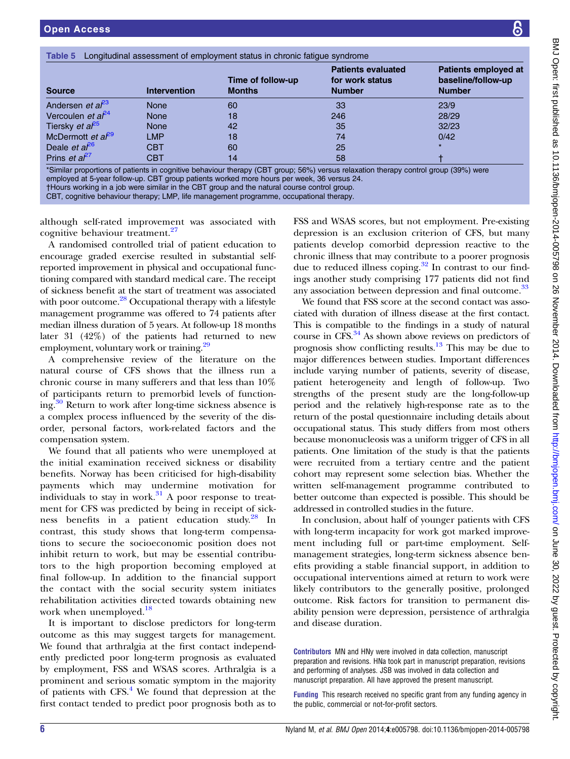Table 5 Longitudinal assessment of employment status in chronic fatigue syndrome

| Source | Intervention | Time of follow-up Months | Patients evaluated for work status Number | Patients employed at baseline/follow-up Number |
|---|---|---|---|---|
| Andersen *et al*[23] | None | 60 | 33 | 23/9 |
| Vercoulen *et al*[24] | None | 18 | 246 | 28/29 |
| Tiersky *et al*[25] | None | 42 | 35 | 32/23 |
| McDermott *et al*[29] | LMP | 18 | 74 | 0/42 |
| Deale *et al*[26] | CBT | 60 | 25 | * |
| Prins *et al*[27] | CBT | 14 | 58 | † |

*Similar proportions of patients in cognitive behaviour therapy (CBT group; 56%) versus relaxation therapy control group (39%) were employed at 5-year follow-up. CBT group patients worked more hours per week, 36 versus 24.
†Hours working in a job were similar in the CBT group and the natural course control group.
CBT, cognitive behaviour therapy; LMP, life management programme, occupational therapy.

although self-rated improvement was associated with cognitive behaviour treatment.[27]

A randomised controlled trial of patient education to encourage graded exercise resulted in substantial self-reported improvement in physical and occupational functioning compared with standard medical care. The receipt of sickness benefit at the start of treatment was associated with poor outcome.[28] Occupational therapy with a lifestyle management programme was offered to 74 patients after median illness duration of 5 years. At follow-up 18 months later 31 (42%) of the patients had returned to new employment, voluntary work or training.[29]

A comprehensive review of the literature on the natural course of CFS shows that the illness run a chronic course in many sufferers and that less than 10% of participants return to premorbid levels of functioning.[30] Return to work after long-time sickness absence is a complex process influenced by the severity of the disorder, personal factors, work-related factors and the compensation system.

We found that all patients who were unemployed at the initial examination received sickness or disability benefits. Norway has been criticised for high-disability payments which may undermine motivation for individuals to stay in work.[31] A poor response to treatment for CFS was predicted by being in receipt of sickness benefits in a patient education study.[28] In contrast, this study shows that long-term compensations to secure the socioeconomic position does not inhibit return to work, but may be essential contributors to the high proportion becoming employed at final follow-up. In addition to the financial support the contact with the social security system initiates rehabilitation activities directed towards obtaining new work when unemployed.[18]

It is important to disclose predictors for long-term outcome as this may suggest targets for management. We found that arthralgia at the first contact independently predicted poor long-term prognosis as evaluated by employment, FSS and WSAS scores. Arthralgia is a prominent and serious somatic symptom in the majority of patients with CFS.[4] We found that depression at the first contact tended to predict poor prognosis both as to FSS and WSAS scores, but not employment. Pre-existing depression is an exclusion criterion of CFS, but many patients develop comorbid depression reactive to the chronic illness that may contribute to a poorer prognosis due to reduced illness coping.[32] In contrast to our findings another study comprising 177 patients did not find any association between depression and final outcome.[33]

We found that FSS score at the second contact was associated with duration of illness disease at the first contact. This is compatible to the findings in a study of natural course in CFS.[34] As shown above reviews on predictors of prognosis show conflicting results.[13] This may be due to major differences between studies. Important differences include varying number of patients, severity of disease, patient heterogeneity and length of follow-up. Two strengths of the present study are the long-follow-up period and the relatively high-response rate as to the return of the postal questionnaire including details about occupational status. This study differs from most others because mononucleosis was a uniform trigger of CFS in all patients. One limitation of the study is that the patients were recruited from a tertiary centre and the patient cohort may represent some selection bias. Whether the written self-management programme contributed to better outcome than expected is possible. This should be addressed in controlled studies in the future.

In conclusion, about half of younger patients with CFS with long-term incapacity for work got marked improvement including full or part-time employment. Self-management strategies, long-term sickness absence benefits providing a stable financial support, in addition to occupational interventions aimed at return to work were likely contributors to the generally positive, prolonged outcome. Risk factors for transition to permanent disability pension were depression, persistence of arthralgia and disease duration.

**Contributors** MN and HNy were involved in data collection, manuscript preparation and revisions. HNa took part in manuscript preparation, revisions and performing of analyses. JSB was involved in data collection and manuscript preparation. All have approved the present manuscript.

**Funding** This research received no specific grant from any funding agency in the public, commercial or not-for-profit sectors.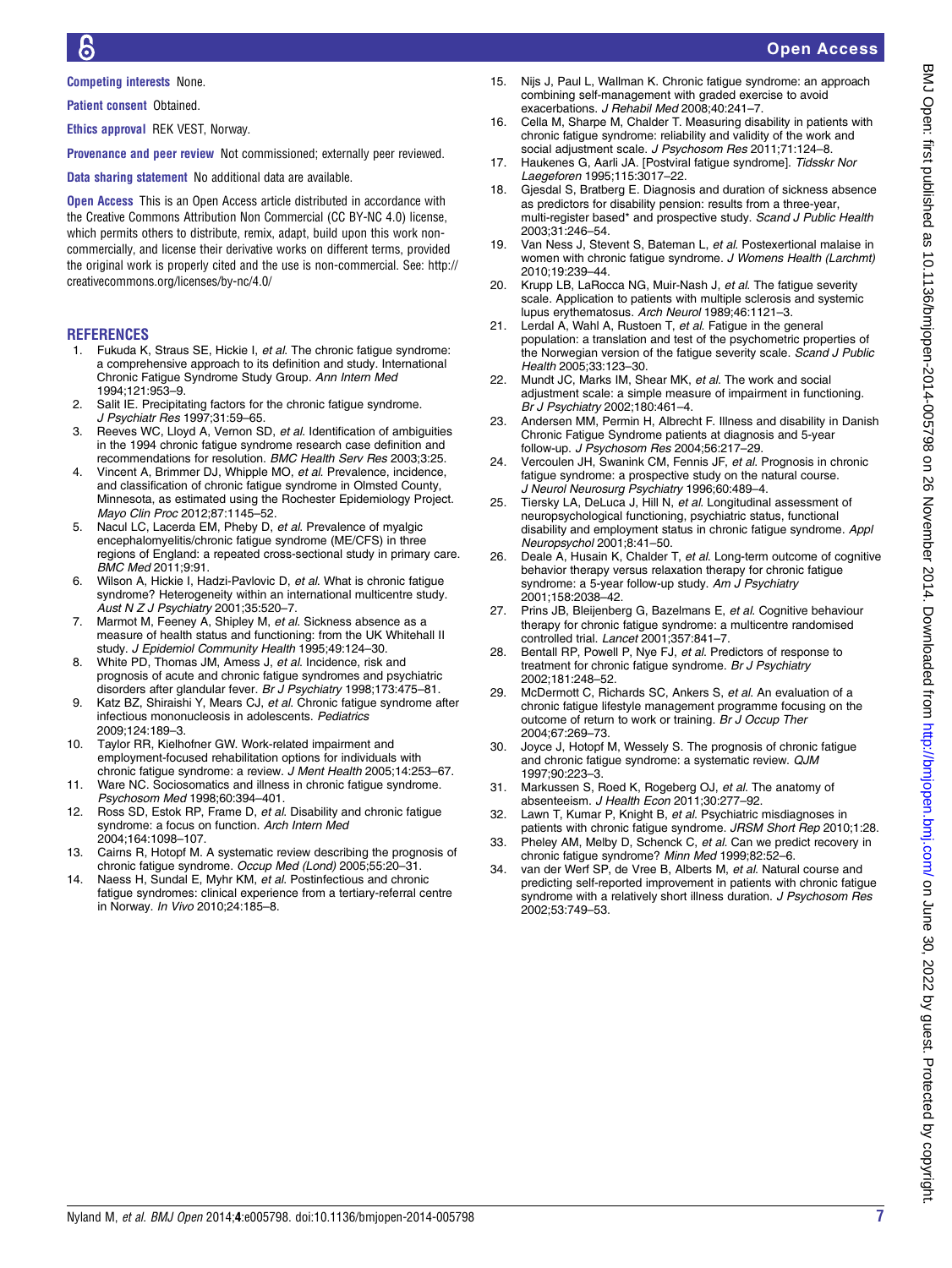**Competing interests** None.

**Patient consent** Obtained.

**Ethics approval** REK VEST, Norway.

**Provenance and peer review** Not commissioned; externally peer reviewed.

**Data sharing statement** No additional data are available.

**Open Access** This is an Open Access article distributed in accordance with the Creative Commons Attribution Non Commercial (CC BY-NC 4.0) license, which permits others to distribute, remix, adapt, build upon this work non-commercially, and license their derivative works on different terms, provided the original work is properly cited and the use is non-commercial. See: http://creativecommons.org/licenses/by-nc/4.0/

## REFERENCES

1. Fukuda K, Straus SE, Hickie I, *et al.* The chronic fatigue syndrome: a comprehensive approach to its definition and study. International Chronic Fatigue Syndrome Study Group. *Ann Intern Med* 1994;121:953–9.
2. Salit IE. Precipitating factors for the chronic fatigue syndrome. *J Psychiatr Res* 1997;31:59–65.
3. Reeves WC, Lloyd A, Vernon SD, *et al.* Identification of ambiguities in the 1994 chronic fatigue syndrome research case definition and recommendations for resolution. *BMC Health Serv Res* 2003;3:25.
4. Vincent A, Brimmer DJ, Whipple MO, *et al.* Prevalence, incidence, and classification of chronic fatigue syndrome in Olmsted County, Minnesota, as estimated using the Rochester Epidemiology Project. *Mayo Clin Proc* 2012;87:1145–52.
5. Nacul LC, Lacerda EM, Pheby D, *et al.* Prevalence of myalgic encephalomyelitis/chronic fatigue syndrome (ME/CFS) in three regions of England: a repeated cross-sectional study in primary care. *BMC Med* 2011;9:91.
6. Wilson A, Hickie I, Hadzi-Pavlovic D, *et al.* What is chronic fatigue syndrome? Heterogeneity within an international multicentre study. *Aust N Z J Psychiatry* 2001;35:520–7.
7. Marmot M, Feeney A, Shipley M, *et al.* Sickness absence as a measure of health status and functioning: from the UK Whitehall II study. *J Epidemiol Community Health* 1995;49:124–30.
8. White PD, Thomas JM, Amess J, *et al.* Incidence, risk and prognosis of acute and chronic fatigue syndromes and psychiatric disorders after glandular fever. *Br J Psychiatry* 1998;173:475–81.
9. Katz BZ, Shiraishi Y, Mears CJ, *et al.* Chronic fatigue syndrome after infectious mononucleosis in adolescents. *Pediatrics* 2009;124:189–3.
10. Taylor RR, Kielhofner GW. Work-related impairment and employment-focused rehabilitation options for individuals with chronic fatigue syndrome: a review. *J Ment Health* 2005;14:253–67.
11. Ware NC. Sociosomatics and illness in chronic fatigue syndrome. *Psychosom Med* 1998;60:394–401.
12. Ross SD, Estok RP, Frame D, *et al.* Disability and chronic fatigue syndrome: a focus on function. *Arch Intern Med* 2004;164:1098–107.
13. Cairns R, Hotopf M. A systematic review describing the prognosis of chronic fatigue syndrome. *Occup Med (Lond)* 2005;55:20–31.
14. Naess H, Sundal E, Myhr KM, *et al.* Postinfectious and chronic fatigue syndromes: clinical experience from a tertiary-referral centre in Norway. *In Vivo* 2010;24:185–8.
15. Nijs J, Paul L, Wallman K. Chronic fatigue syndrome: an approach combining self-management with graded exercise to avoid exacerbations. *J Rehabil Med* 2008;40:241–7.
16. Cella M, Sharpe M, Chalder T. Measuring disability in patients with chronic fatigue syndrome: reliability and validity of the work and social adjustment scale. *J Psychosom Res* 2011;71:124–8.
17. Haukenes G, Aarli JA. [Postviral fatigue syndrome]. *Tidsskr Nor Laegeforen* 1995;115:3017–22.
18. Gjesdal S, Bratberg E. Diagnosis and duration of sickness absence as predictors for disability pension: results from a three-year, multi-register based* and prospective study. *Scand J Public Health* 2003;31:246–54.
19. Van Ness J, Stevent S, Bateman L, *et al.* Postexertional malaise in women with chronic fatigue syndrome. *J Womens Health (Larchmt)* 2010;19:239–44.
20. Krupp LB, LaRocca NG, Muir-Nash J, *et al.* The fatigue severity scale. Application to patients with multiple sclerosis and systemic lupus erythematosus. *Arch Neurol* 1989;46:1121–3.
21. Lerdal A, Wahl A, Rustoen T, *et al.* Fatigue in the general population: a translation and test of the psychometric properties of the Norwegian version of the fatigue severity scale. *Scand J Public Health* 2005;33:123–30.
22. Mundt JC, Marks IM, Shear MK, *et al.* The work and social adjustment scale: a simple measure of impairment in functioning. *Br J Psychiatry* 2002;180:461–4.
23. Andersen MM, Permin H, Albrecht F. Illness and disability in Danish Chronic Fatigue Syndrome patients at diagnosis and 5-year follow-up. *J Psychosom Res* 2004;56:217–29.
24. Vercoulen JH, Swanink CM, Fennis JF, *et al.* Prognosis in chronic fatigue syndrome: a prospective study on the natural course. *J Neurol Neurosurg Psychiatry* 1996;60:489–4.
25. Tiersky LA, DeLuca J, Hill N, *et al.* Longitudinal assessment of neuropsychological functioning, psychiatric status, functional disability and employment status in chronic fatigue syndrome. *Appl Neuropsychol* 2001;8:41–50.
26. Deale A, Husain K, Chalder T, *et al.* Long-term outcome of cognitive behavior therapy versus relaxation therapy for chronic fatigue syndrome: a 5-year follow-up study. *Am J Psychiatry* 2001;158:2038–42.
27. Prins JB, Bleijenberg G, Bazelmans E, *et al.* Cognitive behaviour therapy for chronic fatigue syndrome: a multicentre randomised controlled trial. *Lancet* 2001;357:841–7.
28. Bentall RP, Powell P, Nye FJ, *et al.* Predictors of response to treatment for chronic fatigue syndrome. *Br J Psychiatry* 2002;181:248–52.
29. McDermott C, Richards SC, Ankers S, *et al.* An evaluation of a chronic fatigue lifestyle management programme focusing on the outcome of return to work or training. *Br J Occup Ther* 2004;67:269–73.
30. Joyce J, Hotopf M, Wessely S. The prognosis of chronic fatigue and chronic fatigue syndrome: a systematic review. *QJM* 1997;90:223–3.
31. Markussen S, Roed K, Rogeberg OJ, *et al.* The anatomy of absenteeism. *J Health Econ* 2011;30:277–92.
32. Lawn T, Kumar P, Knight B, *et al.* Psychiatric misdiagnoses in patients with chronic fatigue syndrome. *JRSM Short Rep* 2010;1:28.
33. Pheley AM, Melby D, Schenck C, *et al.* Can we predict recovery in chronic fatigue syndrome? *Minn Med* 1999;82:52–6.
34. van der Werf SP, de Vree B, Alberts M, *et al.* Natural course and predicting self-reported improvement in patients with chronic fatigue syndrome with a relatively short illness duration. *J Psychosom Res* 2002;53:749–53.